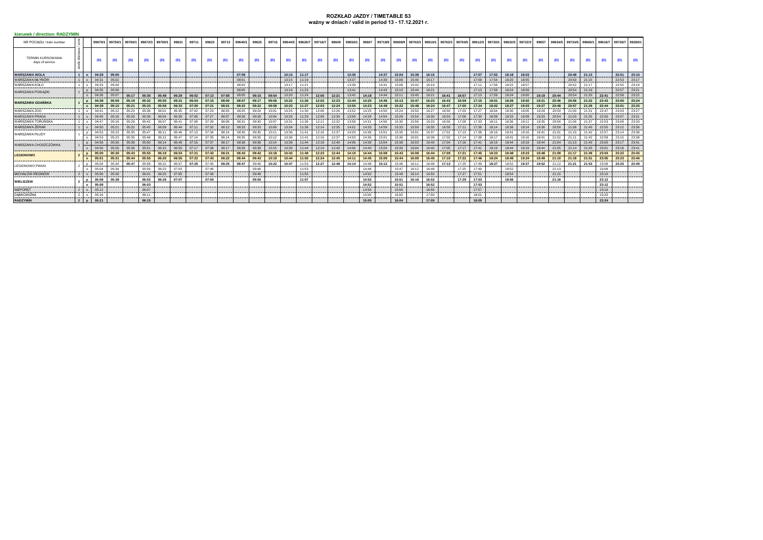# ROZKŁAD JAZDY / TIMETABLE S3
**ważny w dniach / valid in period 13 - 17.12.2021 r.**

**kierunek / direction: RADZYMIN**

| NR POCIĄGU / train number | strefa biletowa / zone | | 99670/1 | 99750/1 | 99760/1 | 99672/3 | 99700/1 | 99621 | 99711 | 99623 | 99713 | 99640/1 | 99625 | 99715 | 99644/5 | 99626/7 | 99716/7 | 99649 | 99650/1 | 99607 | 99718/9 | 99608/9 | 99702/3 | 99610/1 | 99762/3 | 99704/5 | 99612/3 | 99720/1 | 99632/3 | 99722/3 | 99657 | 99634/5 | 99724/5 | 99660/1 | 99616/7 | 99726/7 | 99260/1 |
|---|---|---|---|---|---|---|---|---|---|---|---|---|---|---|---|---|---|---|---|---|---|---|---|---|---|---|---|---|---|---|---|---|---|---|---|---|---|
| TERMIN KURSOWANIA days of service | | | (D) | (D) | (D) | (D) | (D) | (D) | (D) | (D) | (D) | (D) | (D) | (D) | (D) | (D) | (D) | (D) | (D) | (D) | (D) | (D) | (D) | (D) | (D) | (D) | (D) | (D) | (D) | (D) | (D) | (D) | (D) | (D) | (D) | (D) | (D) |
| **WARSZAWA WOLA** | 1 | o | 04:29 | 05:00 | | | | | | | | 07:59 | | | 10:13 | 11:17 | | | 13:35 | | 14:37 | 15:04 | 15:38 | 16:15 | | | 17:07 | 17:52 | 18:18 | 18:53 | | | 20:48 | 21:13 | | 22:51 | 23:15 |
| WARSZAWA MŁYNÓW | 1 | o | 04:31 | 05:02 | | | | | | | | 08:01 | | | 10:15 | 11:19 | | | 13:37 | | 14:39 | 15:06 | 15:40 | 16:17 | | | 17:09 | 17:54 | 18:20 | 18:55 | | | 20:50 | 21:15 | | 22:53 | 23:17 |
| WARSZAWA KOŁO | 1 | o | 04:33 | 05:04 | | | | | | | | 08:03 | | | 10:17 | 11:21 | | | 13:39 | | 14:41 | 15:08 | 15:42 | 16:19 | | | 17:11 | 17:56 | 18:22 | 18:57 | | | 20:52 | 21:17 | | 22:55 | 23:19 |
| WARSZAWA POWĄZKI | 1 | p | 04:35 | 05:06 | | | | | | | | 08:05 | | | 10:19 | 11:23 | | | 13:41 | | 14:43 | 15:10 | 15:44 | 16:21 | | | 17:13 | 17:58 | 18:24 | 18:59 | | | 20:54 | 21:19 | | 22:57 | 23:21 |
| | | o | 04:36 | 05:07 | 05:17 | 05:30 | 05:48 | 06:29 | 06:52 | 07:13 | 07:58 | 08:05 | 09:15 | 09:54 | 10:20 | 11:24 | 12:00 | 12:21 | 13:42 | 14:18 | 14:44 | 15:11 | 15:45 | 16:21 | 16:41 | 16:57 | 17:13 | 17:59 | 18:24 | 19:00 | 19:19 | 20:44 | 20:54 | 21:20 | 22:41 | 22:58 | 23:22 |
| **WARSZAWA GDAŃSKA** | 1 | p | 04:38 | 05:09 | 05:19 | 05:32 | 05:50 | 06:31 | 06:54 | 07:15 | 08:00 | 08:07 | 09:17 | 09:56 | 10:22 | 11:26 | 12:02 | 12:23 | 13:44 | 14:20 | 14:46 | 15:13 | 15:47 | 16:23 | 16:43 | 16:59 | 17:15 | 18:01 | 18:26 | 19:02 | 19:21 | 20:46 | 20:56 | 21:22 | 22:43 | 23:00 | 23:24 |
| | | o | 04:39 | 05:10 | 05:21 | 05:33 | 05:58 | 06:33 | 07:00 | 07:21 | 08:01 | 08:22 | 09:22 | 09:58 | 10:23 | 11:27 | 12:03 | 12:24 | 13:50 | 14:23 | 14:48 | 15:22 | 15:48 | 16:24 | 16:47 | 17:00 | 17:24 | 18:02 | 18:27 | 19:03 | 19:27 | 20:48 | 20:57 | 21:29 | 22:44 | 23:01 | 23:25 |
| WARSZAWA ZOO | 1 | o | 04:41 | 05:12 | 05:23 | 05:36 | 06:01 | 06:35 | 07:02 | 07:23 | 08:03 | 08:25 | 09:24 | 10:01 | 10:25 | 11:30 | 12:06 | 12:26 | 13:52 | 14:25 | 14:50 | 15:24 | 15:50 | 16:27 | 16:50 | 17:03 | 17:27 | 18:04 | 18:30 | 19:05 | 19:29 | 20:50 | 21:00 | 21:31 | 22:47 | 23:03 | 23:27 |
| WARSZAWA PRAGA | 1 | o | 04:45 | 05:16 | 05:26 | 05:39 | 06:04 | 06:39 | 07:06 | 07:27 | 08:07 | 08:28 | 09:28 | 10:04 | 10:29 | 11:33 | 12:09 | 12:30 | 13:56 | 14:29 | 14:54 | 15:28 | 15:54 | 16:30 | 16:53 | 17:06 | 17:30 | 18:08 | 18:33 | 19:09 | 19:33 | 20:54 | 21:03 | 21:35 | 22:50 | 23:07 | 23:31 |
| WARSZAWA TORUŃSKA | 1 | o | 04:47 | 05:18 | 05:29 | 05:42 | 06:07 | 06:41 | 07:08 | 07:29 | 08:09 | 08:31 | 09:30 | 10:07 | 10:31 | 11:36 | 12:11 | 12:32 | 13:58 | 14:31 | 14:56 | 15:30 | 15:56 | 16:33 | 16:56 | 17:09 | 17:33 | 18:11 | 18:36 | 19:11 | 19:35 | 20:56 | 21:06 | 21:37 | 22:53 | 23:09 | 23:33 |
| WARSZAWA ŻERAŃ | 1 | o | 04:50 | 05:21 | 05:32 | 05:45 | 06:09 | 06:44 | 07:11 | 07:32 | 08:12 | 08:33 | 09:33 | 10:09 | 10:34 | 11:38 | 12:14 | 12:35 | 14:01 | 14:33 | 14:59 | 15:33 | 15:59 | 16:35 | 16:59 | 17:11 | 17:36 | 18:14 | 18:38 | 19:14 | 19:38 | 20:59 | 21:08 | 21:40 | 22:55 | 23:12 | 23:36 |
| WARSZAWA PŁUDY | 1 | p | 04:53 | 05:23 | 05:35 | 05:47 | 06:11 | 06:46 | 07:13 | 07:34 | 08:14 | 08:35 | 09:35 | 10:11 | 10:36 | 11:41 | 12:16 | 12:37 | 14:03 | 14:36 | 15:01 | 15:35 | 16:01 | 16:37 | 17:01 | 17:13 | 17:38 | 18:16 | 18:41 | 19:16 | 19:41 | 21:01 | 21:10 | 21:42 | 22:57 | 23:14 | 23:38 |
| | | o | 04:53 | 05:23 | 05:35 | 05:48 | 06:12 | 06:47 | 07:14 | 07:35 | 08:14 | 08:35 | 09:35 | 10:12 | 10:36 | 11:41 | 12:16 | 12:37 | 14:03 | 14:36 | 15:01 | 15:36 | 16:01 | 16:38 | 17:02 | 17:14 | 17:38 | 18:17 | 18:41 | 19:16 | 19:41 | 21:02 | 21:11 | 21:42 | 22:58 | 23:15 | 23:38 |
| WARSZAWA CHOSZCZÓWKA | 1 | p | 04:56 | 05:26 | 05:38 | 05:50 | 06:14 | 06:49 | 07:16 | 07:37 | 08:17 | 08:38 | 09:38 | 10:14 | 10:38 | 11:44 | 12:18 | 12:40 | 14:06 | 14:39 | 15:04 | 15:38 | 16:03 | 16:40 | 17:04 | 17:16 | 17:41 | 18:19 | 18:44 | 19:19 | 19:44 | 21:04 | 21:13 | 21:45 | 23:00 | 23:17 | 23:41 |
| | | o | 04:56 | 05:26 | 05:38 | 05:51 | 06:15 | 06:50 | 07:17 | 07:38 | 08:17 | 08:39 | 09:38 | 10:15 | 10:39 | 11:44 | 12:19 | 12:40 | 14:06 | 14:40 | 15:04 | 15:39 | 16:04 | 16:40 | 17:05 | 17:17 | 17:41 | 18:19 | 18:44 | 19:19 | 19:44 | 21:05 | 21:14 | 21:45 | 23:01 | 23:18 | 23:41 |
| **LEGIONOWO** | 2 | p | 05:00 | 05:30 | 05:43 | 05:55 | 06:19 | 06:54 | 07:21 | 07:42 | 08:21 | 08:43 | 09:42 | 10:18 | 10:43 | 11:49 | 12:23 | 12:44 | 14:10 | 14:44 | 15:08 | 15:43 | 16:08 | 16:44 | 17:09 | 17:21 | 17:45 | 18:23 | 18:48 | 19:23 | 19:48 | 21:09 | 21:17 | 21:49 | 23:04 | 23:22 | 23:45 |
| | | o | 05:01 | 05:31 | 05:44 | 05:56 | 06:20 | 06:55 | 07:22 | 07:43 | 08:22 | 08:44 | 09:43 | 10:19 | 10:44 | 11:50 | 12:24 | 12:45 | 14:11 | 14:45 | 15:09 | 15:44 | 16:09 | 16:45 | 17:10 | 17:22 | 17:46 | 18:24 | 18:49 | 19:24 | 19:49 | 21:10 | 21:18 | 21:51 | 23:05 | 23:23 | 23:46 |
| LEGIONOWO PIASKI | 2 | p | 05:04 | 05:34 | 05:47 | 05:58 | 06:22 | 06:57 | 07:25 | 07:45 | 08:25 | 08:47 | 09:46 | 10:22 | 10:47 | 11:53 | 12:27 | 12:48 | 14:14 | 14:48 | 15:12 | 15:46 | 16:11 | 16:48 | 17:13 | 17:25 | 17:49 | 18:27 | 18:52 | 19:27 | 19:52 | 21:12 | 21:21 | 21:53 | 23:08 | 23:25 | 23:49 |
| | | o | 05:04 | 05:34 | | 05:59 | 06:23 | 07:03 | | 07:46 | | | 09:46 | | | 11:53 | | | | 14:48 | | 15:47 | 16:12 | 16:48 | | 17:25 | 17:49 | | 18:52 | | | 21:13 | | | 23:08 | | |
| MICHAŁÓW-REGINÓW | 2 | o | 05:06 | 05:36 | | 06:01 | 06:25 | 07:05 | | 07:48 | | | 09:48 | | | 11:55 | | | | 14:50 | | 15:49 | 16:14 | 16:50 | | 17:27 | 17:51 | | 18:54 | | | 21:15 | | | 23:10 | | |
| **WIELISZEW** | 2 | p | 05:08 | 05:38 | | 06:02 | 06:26 | 07:07 | | 07:50 | | | 09:50 | | | 11:57 | | | | 14:52 | | 15:51 | 16:16 | 16:52 | | 17:29 | 17:53 | | 18:56 | | | 21:16 | | | 23:12 | | |
| | | o | 05:08 | | | 06:03 | | | | | | | | | | | | | | 14:52 | | 15:51 | | 16:52 | | | 17:53 | | | | | | | | 23:12 | | |
| NIEPORĘT | 2 | o | 05:12 | | | 06:07 | | | | | | | | | | | | | | 14:56 | | 15:56 | | 16:56 | | | 17:57 | | | | | | | | 23:16 | | |
| DĄBKOWIZNA | 2 | o | 05:16 | | | 06:11 | | | | | | | | | | | | | | 15:00 | | 16:00 | | 17:00 | | | 18:01 | | | | | | | | 23:20 | | |
| **RADZYMIN** | 2 | p | 05:21 | | | 06:15 | | | | | | | | | | | | | | 15:05 | | 16:04 | | 17:05 | | | 18:05 | | | | | | | | 23:24 | | |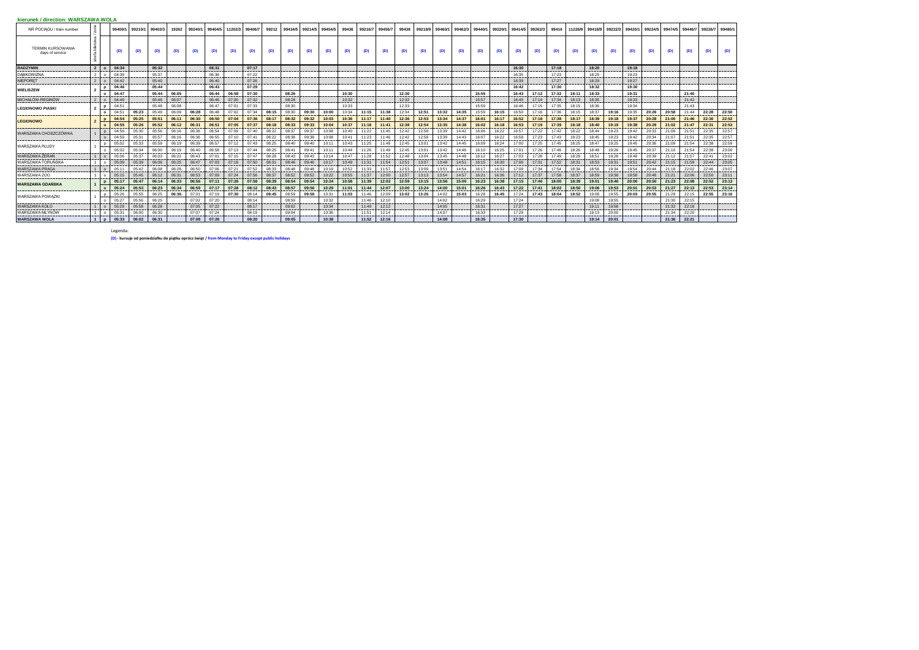**kierunek / direction: WARSZAWA WOLA**

| NR POCIĄGU / train number | strefa biletowa / zone | | 99400/1 | 99210/1 | 99402/3 | 19262 | 99240/1 | 99404/5 | 11202/3 | 99406/7 | 99212 | 99434/5 | 99214/5 | 99454/5 | 99436 | 99216/7 | 99456/7 | 99438 | 99218/9 | 99460/1 | 99462/3 | 99440/1 | 99220/1 | 99414/5 | 99262/3 | 99416 | 11228/9 | 99418/9 | 99222/3 | 99420/1 | 99224/5 | 99474/5 | 99446/7 | 99226/7 | 99480/1 |
|---|---|---|---|---|---|---|---|---|---|---|---|---|---|---|---|---|---|---|---|---|---|---|---|---|---|---|---|---|---|---|---|---|---|---|---|
| TERMIN KURSOWANIA days of service | | | (D) | (D) | (D) | (D) | (D) | (D) | (D) | (D) | (D) | (D) | (D) | (D) | (D) | (D) | (D) | (D) | (D) | (D) | (D) | (D) | (D) | (D) | (D) | (D) | (D) | (D) | (D) | (D) | (D) | (D) | (D) | (D) | (D) |
| **RADZYMIN** | 2 | o | 04:34 | | 05:32 | | | 06:31 | | 07:17 | | | | | | | | | | | | | | 16:30 | | 17:18 | | 18:20 | | 19:18 | | | | | |
| DĄBKÓWIZNA | 2 | o | 04:39 | | 05:37 | | | 06:36 | | 07:22 | | | | | | | | | | | | | | 16:35 | | 17:23 | | 18:25 | | 19:23 | | | | | |
| NIEPORĘT | 2 | o | 04:42 | | 05:40 | | | 06:40 | | 07:26 | | | | | | | | | | | | | | 16:39 | | 17:27 | | 18:29 | | 19:27 | | | | | |
| WIELISZEW | 2 | p | 04:46 | | 05:44 | | | 06:43 | | 07:29 | | | | | | | | | | | | | | 16:42 | | 17:30 | | 18:32 | | 19:30 | | | | | |
| | | o | 04:47 | | 05:44 | 06:05 | | 06:44 | 06:58 | 07:30 | | 08:26 | | | 10:30 | | | 12:30 | | | | 15:55 | | 16:43 | 17:12 | 17:32 | 18:11 | 18:33 | | 19:31 | | | 21:40 | | |
| MICHAŁÓW-REGINÓW | 2 | o | 04:49 | | 05:46 | 06:07 | | 06:46 | 07:00 | 07:32 | | 08:28 | | | 10:32 | | | 12:32 | | | | 15:57 | | 16:45 | 17:14 | 17:34 | 18:13 | 18:35 | | 19:33 | | | 21:42 | | |
| LEGIONOWO PIASKI | 2 | p | 04:51 | | 05:48 | 06:08 | | 06:47 | 07:01 | 07:33 | | 08:30 | | | 10:33 | | | 12:33 | | | | 15:59 | | 16:46 | 17:15 | 17:35 | 18:15 | 18:36 | | 19:34 | | | 21:43 | | |
| | | o | 04:51 | 05:23 | 05:49 | 06:09 | 06:28 | 06:48 | 07:02 | 07:34 | 08:15 | 08:30 | 09:30 | 10:00 | 10:34 | 11:15 | 11:38 | 12:34 | 12:51 | 13:32 | 14:35 | 15:59 | 16:15 | 16:50 | 17:16 | 17:36 | 18:15 | 18:37 | 19:16 | 19:35 | 20:26 | 20:58 | 21:44 | 22:28 | 22:50 |
| **LEGIONOWO** | 2 | p | 04:54 | 05:25 | 05:51 | 06:11 | 06:30 | 06:50 | 07:04 | 07:36 | 08:17 | 08:32 | 09:32 | 10:03 | 10:36 | 11:17 | 11:40 | 12:36 | 12:53 | 13:34 | 14:37 | 16:01 | 16:17 | 16:52 | 17:18 | 17:38 | 18:17 | 18:39 | 19:18 | 19:37 | 20:28 | 21:00 | 21:46 | 22:30 | 22:52 |
| | | o | 04:55 | 05:26 | 05:52 | 06:12 | 06:31 | 06:51 | 07:05 | 07:37 | 08:18 | 08:33 | 09:33 | 10:04 | 10:37 | 11:18 | 11:41 | 12:38 | 12:54 | 13:35 | 14:38 | 16:02 | 16:18 | 16:53 | 17:19 | 17:39 | 18:18 | 18:40 | 19:19 | 19:38 | 20:29 | 21:02 | 21:47 | 22:31 | 22:53 |
| WARSZAWA CHOSZCZÓWKA | 1 | p | 04:59 | 05:30 | 05:56 | 06:16 | 06:36 | 06:54 | 07:09 | 07:40 | 08:22 | 08:37 | 09:37 | 10:08 | 10:40 | 11:22 | 11:45 | 12:42 | 12:58 | 13:39 | 14:42 | 16:06 | 16:22 | 16:57 | 17:22 | 17:42 | 18:22 | 18:44 | 19:23 | 19:42 | 20:33 | 21:06 | 21:51 | 22:35 | 22:57 |
| | | o | 04:59 | 05:31 | 05:57 | 06:16 | 06:36 | 06:55 | 07:10 | 07:41 | 08:22 | 08:38 | 09:38 | 10:08 | 10:41 | 11:23 | 11:46 | 12:42 | 12:58 | 13:39 | 14:43 | 16:07 | 16:22 | 16:58 | 17:23 | 17:43 | 18:23 | 18:45 | 19:23 | 19:42 | 20:34 | 21:07 | 21:51 | 22:35 | 22:57 |
| WARSZAWA PŁUDY | 1 | p | 05:02 | 05:33 | 05:59 | 06:19 | 06:39 | 06:57 | 07:12 | 07:43 | 08:25 | 08:40 | 09:40 | 10:11 | 10:43 | 11:25 | 11:48 | 12:45 | 13:01 | 13:42 | 14:45 | 16:09 | 16:24 | 17:00 | 17:25 | 17:45 | 18:25 | 18:47 | 19:25 | 19:45 | 20:36 | 21:09 | 21:54 | 22:38 | 22:59 |
| | | o | 05:02 | 05:34 | 06:00 | 06:19 | 06:40 | 06:58 | 07:13 | 07:44 | 08:25 | 08:41 | 09:41 | 10:11 | 10:44 | 11:26 | 11:49 | 12:45 | 13:01 | 13:42 | 14:46 | 16:10 | 16:25 | 17:01 | 17:26 | 17:46 | 18:26 | 18:48 | 19:26 | 19:45 | 20:37 | 21:10 | 21:54 | 22:38 | 23:00 |
| WARSZAWA ŻERAŃ | 1 | o | 05:06 | 05:37 | 06:03 | 06:22 | 06:43 | 07:01 | 07:15 | 07:47 | 08:28 | 08:43 | 09:43 | 10:14 | 10:47 | 11:28 | 11:52 | 12:48 | 13:04 | 13:45 | 14:48 | 16:12 | 16:27 | 17:03 | 17:28 | 17:49 | 18:29 | 18:51 | 19:28 | 19:48 | 20:39 | 21:12 | 21:57 | 22:41 | 23:02 |
| WARSZAWA TORUŃSKA | 1 | o | 05:09 | 05:39 | 06:06 | 06:25 | 06:47 | 07:03 | 07:18 | 07:50 | 08:31 | 08:46 | 09:46 | 10:17 | 10:49 | 11:31 | 11:54 | 12:51 | 13:07 | 13:48 | 14:51 | 16:15 | 16:30 | 17:06 | 17:31 | 17:52 | 18:31 | 18:53 | 19:31 | 19:51 | 20:42 | 21:15 | 21:59 | 22:44 | 23:05 |
| WARSZAWA PRAGA | 1 | o | 05:11 | 05:42 | 06:08 | 06:28 | 06:50 | 07:06 | 07:21 | 07:52 | 08:33 | 08:48 | 09:48 | 10:19 | 10:52 | 11:33 | 11:57 | 12:53 | 13:09 | 13:51 | 14:54 | 16:17 | 16:32 | 17:09 | 17:34 | 17:54 | 18:34 | 18:56 | 19:34 | 19:54 | 20:44 | 21:18 | 22:02 | 22:46 | 23:07 |
| WARSZAWA ZOO | 1 | o | 05:15 | 05:45 | 06:12 | 06:31 | 06:53 | 07:09 | 07:24 | 07:56 | 08:37 | 08:52 | 09:52 | 10:22 | 10:55 | 11:37 | 12:00 | 12:57 | 13:13 | 13:54 | 14:57 | 16:21 | 16:36 | 17:12 | 17:37 | 17:58 | 18:37 | 18:59 | 19:38 | 19:58 | 20:48 | 21:21 | 22:06 | 22:50 | 23:11 |
| **WARSZAWA GDAŃSKA** | 1 | p | 05:17 | 05:47 | 06:14 | 06:33 | 06:56 | 07:11 | 07:26 | 07:58 | 08:39 | 08:54 | 09:54 | 10:24 | 10:58 | 11:39 | 12:02 | 12:59 | 13:15 | 13:56 | 15:00 | 16:23 | 16:38 | 17:15 | 17:40 | 18:00 | 18:39 | 19:01 | 19:40 | 20:00 | 20:50 | 21:23 | 22:08 | 22:52 | 23:13 |
| | | o | 05:24 | 05:53 | 06:23 | 06:34 | 06:59 | 07:17 | 07:28 | 08:12 | 08:43 | 08:57 | 09:56 | 10:29 | 11:01 | 11:44 | 12:07 | 13:00 | 13:24 | 14:00 | 15:01 | 16:26 | 16:43 | 17:22 | 17:41 | 18:02 | 18:50 | 19:06 | 19:53 | 20:01 | 20:53 | 21:27 | 22:13 | 22:53 | 23:14 |
| WARSZAWA POWĄZKI | 1 | p | 05:26 | 05:55 | 06:25 | 06:36 | 07:01 | 07:19 | 07:30 | 08:14 | 08:45 | 08:59 | 09:58 | 10:31 | 11:03 | 11:46 | 12:09 | 13:02 | 13:26 | 14:02 | 15:03 | 16:28 | 16:45 | 17:24 | 17:43 | 18:04 | 18:52 | 19:08 | 19:55 | 20:03 | 20:55 | 21:29 | 22:15 | 22:55 | 23:16 |
| | | o | 05:27 | 05:56 | 06:25 | | 07:02 | 07:20 | | 08:14 | | 08:59 | | 10:32 | | 11:46 | 12:10 | | | 14:02 | | 16:29 | | 17:24 | | | | 19:08 | 19:55 | | | 21:30 | 22:15 | | |
| WARSZAWA KOŁO | 1 | o | 05:29 | 05:58 | 06:28 | | 07:05 | 07:22 | | 08:17 | | 09:02 | | 10:34 | | 11:49 | 12:12 | | | 14:05 | | 16:31 | | 17:27 | | | | 19:11 | 19:58 | | | 21:32 | 22:18 | | |
| WARSZAWA MŁYNÓW | 1 | o | 05:31 | 06:00 | 06:30 | | 07:07 | 07:24 | | 08:19 | | 09:04 | | 10:36 | | 11:51 | 12:14 | | | 14:07 | | 16:33 | | 17:29 | | | | 19:13 | 20:00 | | | 21:34 | 22:20 | | |
| **WARSZAWA WOLA** | 1 | p | 05:33 | 06:02 | 06:31 | | 07:08 | 07:26 | | 08:20 | | 09:05 | | 10:38 | | 11:52 | 12:16 | | | 14:08 | | 16:35 | | 17:30 | | | | 19:14 | 20:01 | | | 21:36 | 22:21 | | |

Legenda:

**(D) - kursuje od poniedziałku do piątku oprócz świąt / from Monday to Friday except public holidays**